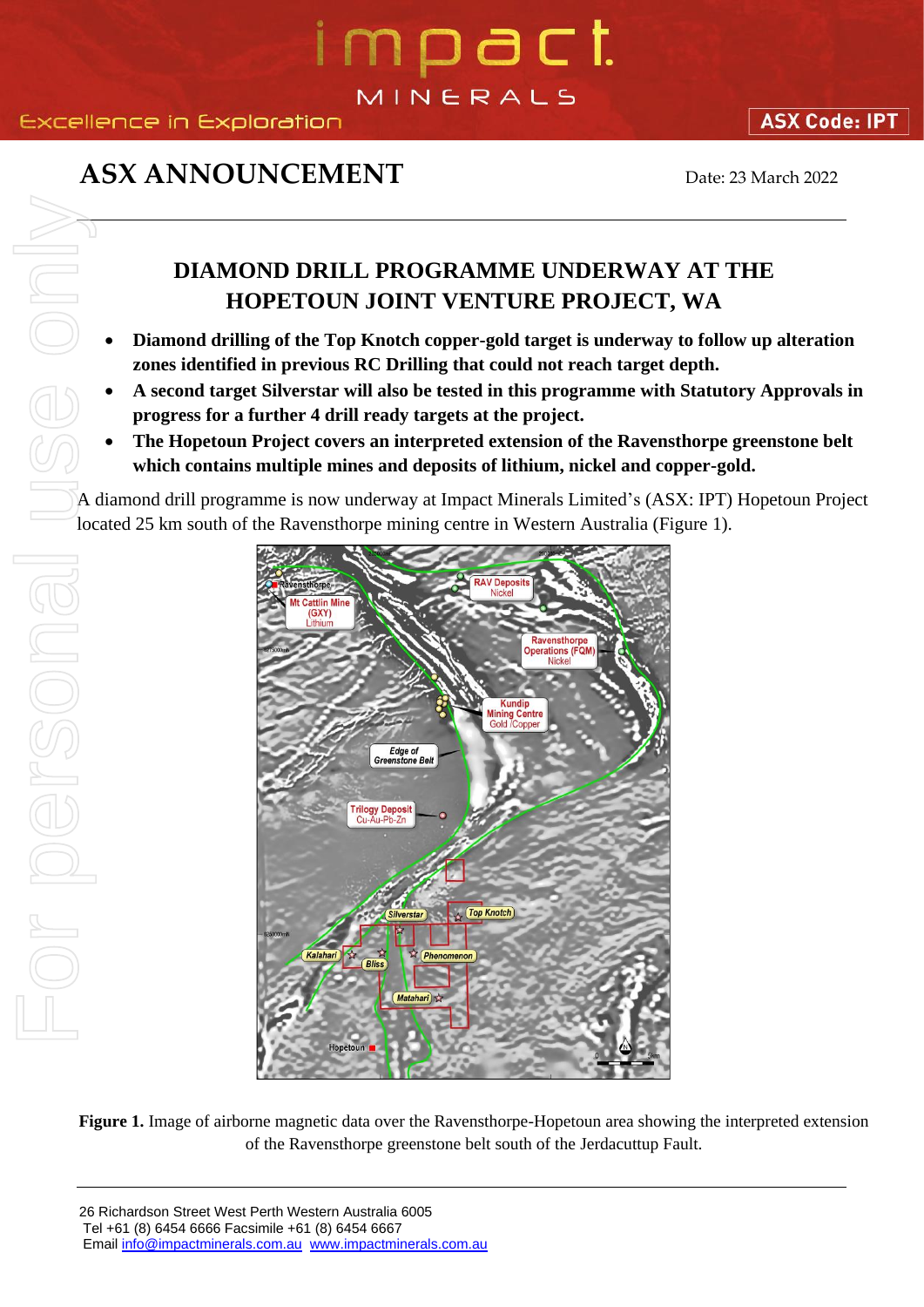# ASX ANNOUNCEMENT

Date: 23 March 2022

## DIAMOND DRILL PROGRAMME UNDERWAY AT THE HOPETOUN JOINT VENTURE PROJECT, WA

- **Diamond drilling of the Top Knotch copper-gold target is underway to follow up alteration zones identified in previous RC Drilling that could not reach target depth.**
- **A second target Silverstar will also be tested in this programme with Statutory Approvals in progress for a further 4 drill ready targets at the project.**
- **The Hopetoun Project covers an interpreted extension of the Ravensthorpe greenstone belt which contains multiple mines and deposits of lithium, nickel and copper-gold.**

A diamond drill programme is now underway at Impact Minerals Limited's (ASX: IPT) Hopetoun Project located 25 km south of the Ravensthorpe mining centre in Western Australia (Figure 1).

**Figure 1.** Image of airborne magnetic data over the Ravensthorpe-Hopetoun area showing the interpreted extension of the Ravensthorpe greenstone belt south of the Jerdacuttup Fault.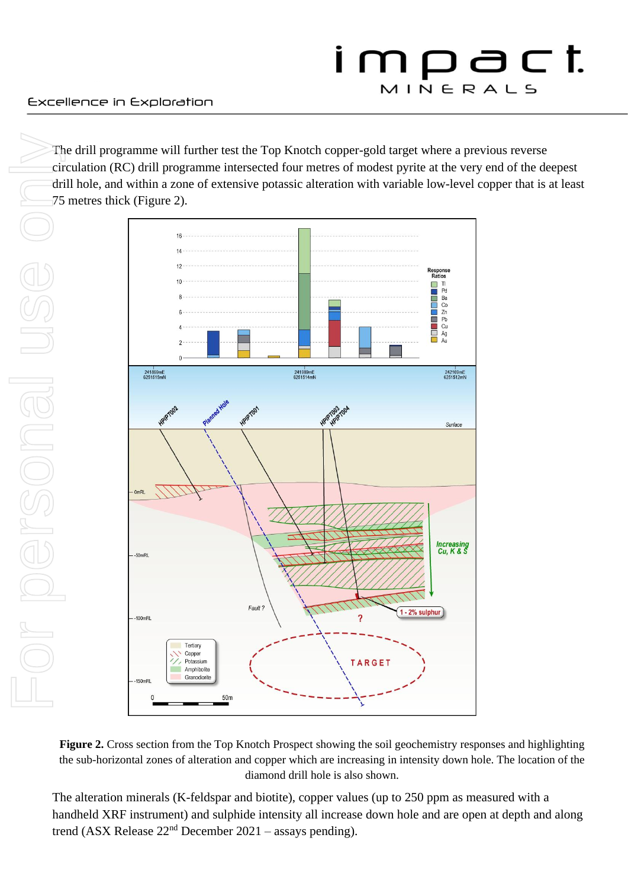The drill programme will further test the Top Knotch copper-gold target where a previous reverse circulation (RC) drill programme intersected four metres of modest pyrite at the very end of the deepest drill hole, and within a zone of extensive potassic alteration with variable low-level copper that is at least 75 metres thick (Figure 2).

**Figure 2.** Cross section from the Top Knotch Prospect showing the soil geochemistry responses and highlighting the sub-horizontal zones of alteration and copper which are increasing in intensity down hole. The location of the diamond drill hole is also shown.

The alteration minerals (K-feldspar and biotite), copper values (up to 250 ppm as measured with a handheld XRF instrument) and sulphide intensity all increase down hole and are open at depth and along trend (ASX Release 22nd December 2021 – assays pending).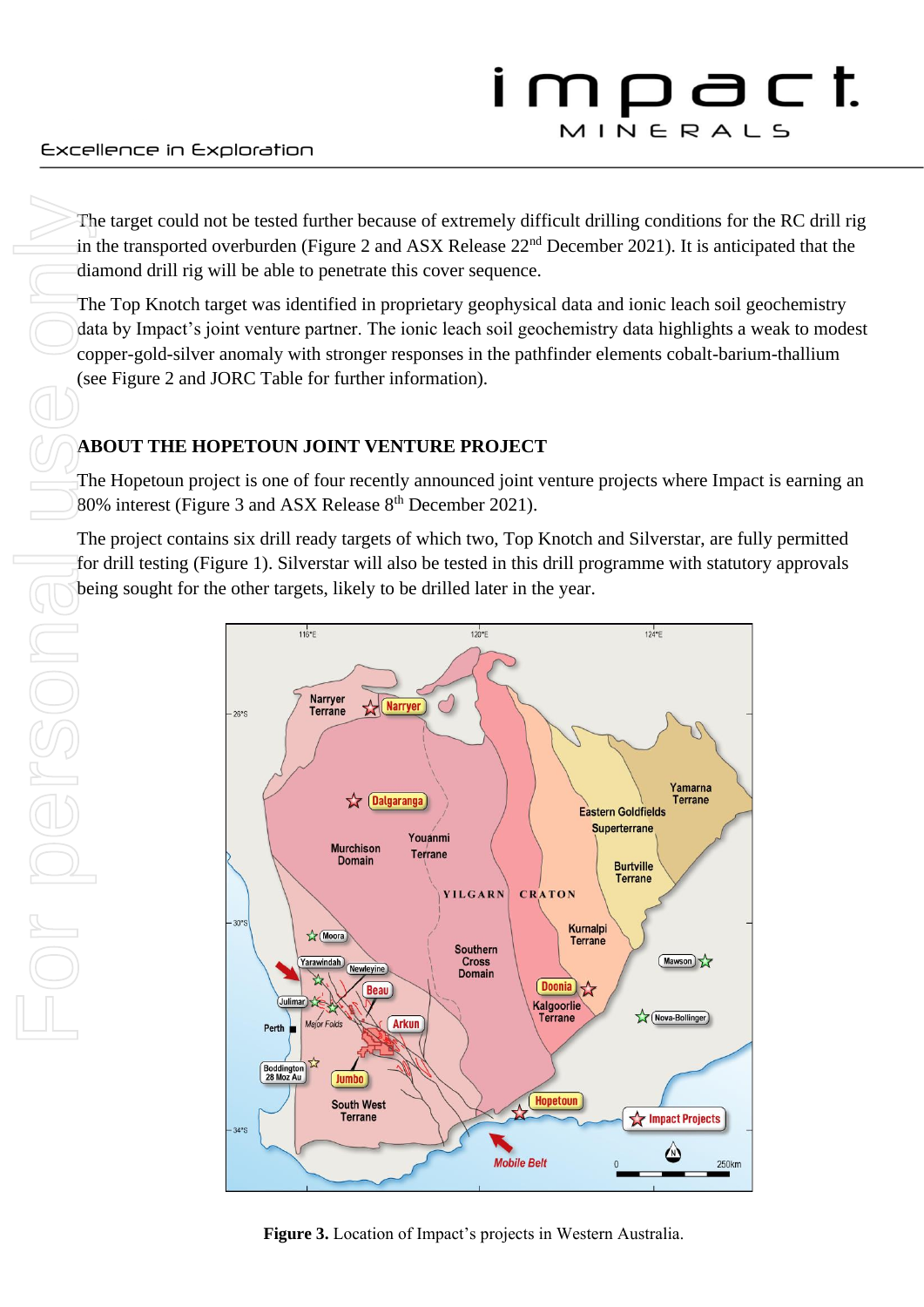The target could not be tested further because of extremely difficult drilling conditions for the RC drill rig in the transported overburden (Figure 2 and ASX Release 22nd December 2021). It is anticipated that the diamond drill rig will be able to penetrate this cover sequence.

The Top Knotch target was identified in proprietary geophysical data and ionic leach soil geochemistry data by Impact's joint venture partner. The ionic leach soil geochemistry data highlights a weak to modest copper-gold-silver anomaly with stronger responses in the pathfinder elements cobalt-barium-thallium (see Figure 2 and JORC Table for further information).

## ABOUT THE HOPETOUN JOINT VENTURE PROJECT

The Hopetoun project is one of four recently announced joint venture projects where Impact is earning an 80% interest (Figure 3 and ASX Release 8th December 2021).

The project contains six drill ready targets of which two, Top Knotch and Silverstar, are fully permitted for drill testing (Figure 1). Silverstar will also be tested in this drill programme with statutory approvals being sought for the other targets, likely to be drilled later in the year.

**Figure 3.** Location of Impact's projects in Western Australia.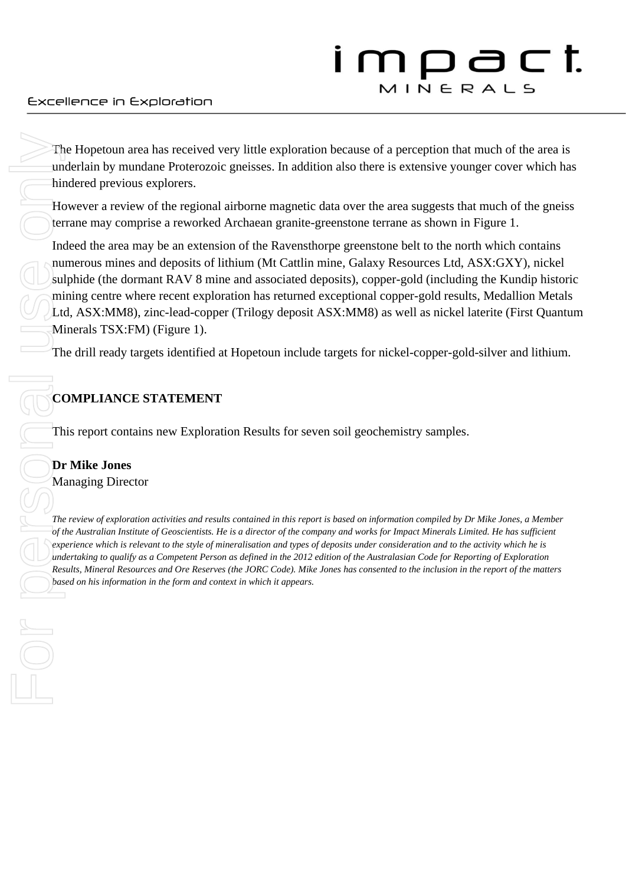The Hopetoun area has received very little exploration because of a perception that much of the area is underlain by mundane Proterozoic gneisses. In addition also there is extensive younger cover which has hindered previous explorers.

However a review of the regional airborne magnetic data over the area suggests that much of the gneiss terrane may comprise a reworked Archaean granite-greenstone terrane as shown in Figure 1.

Indeed the area may be an extension of the Ravensthorpe greenstone belt to the north which contains numerous mines and deposits of lithium (Mt Cattlin mine, Galaxy Resources Ltd, ASX:GXY), nickel sulphide (the dormant RAV 8 mine and associated deposits), copper-gold (including the Kundip historic mining centre where recent exploration has returned exceptional copper-gold results, Medallion Metals Ltd, ASX:MM8), zinc-lead-copper (Trilogy deposit ASX:MM8) as well as nickel laterite (First Quantum Minerals TSX:FM) (Figure 1).

The drill ready targets identified at Hopetoun include targets for nickel-copper-gold-silver and lithium.

## COMPLIANCE STATEMENT

This report contains new Exploration Results for seven soil geochemistry samples.

**Dr Mike Jones**
Managing Director

*The review of exploration activities and results contained in this report is based on information compiled by Dr Mike Jones, a Member of the Australian Institute of Geoscientists. He is a director of the company and works for Impact Minerals Limited. He has sufficient experience which is relevant to the style of mineralisation and types of deposits under consideration and to the activity which he is undertaking to qualify as a Competent Person as defined in the 2012 edition of the Australasian Code for Reporting of Exploration Results, Mineral Resources and Ore Reserves (the JORC Code). Mike Jones has consented to the inclusion in the report of the matters based on his information in the form and context in which it appears.*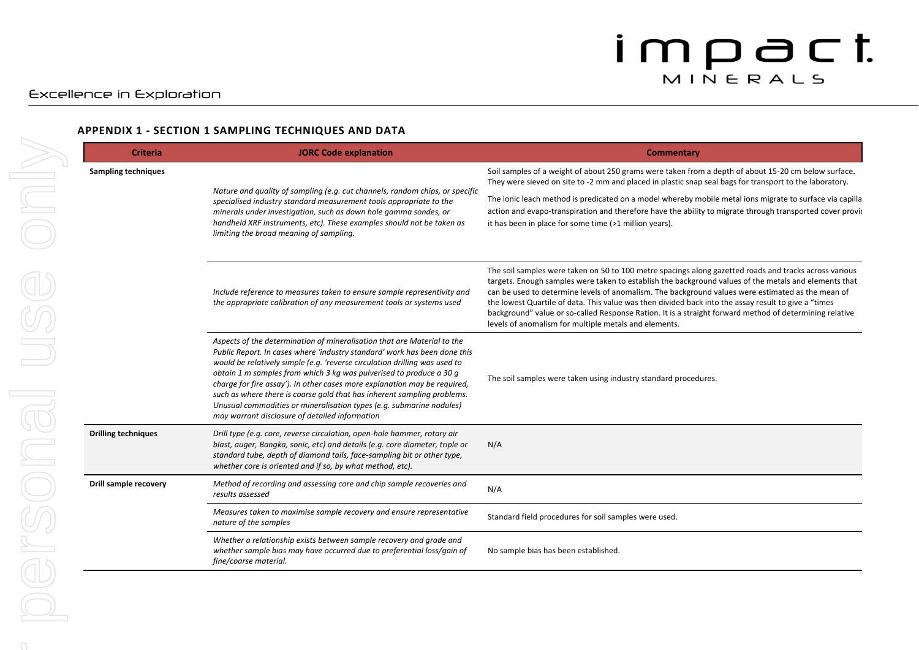## APPENDIX 1 - SECTION 1 SAMPLING TECHNIQUES AND DATA

| Criteria | JORC Code explanation | Commentary |
|---|---|---|
| **Sampling techniques** | *Nature and quality of sampling (e.g. cut channels, random chips, or specific specialised industry standard measurement tools appropriate to the minerals under investigation, such as down hole gamma sondes, or handheld XRF instruments, etc). These examples should not be taken as limiting the broad meaning of sampling.* | Soil samples of a weight of about 250 grams were taken from a depth of about 15-20 cm below surface**.** They were sieved on site to -2 mm and placed in plastic snap seal bags for transport to the laboratory. The ionic leach method is predicated on a model whereby mobile metal ions migrate to surface via capilla action and evapo-transpiration and therefore have the ability to migrate through transported cover provi it has been in place for some time (>1 million years). |
| | *Include reference to measures taken to ensure sample representivity and the appropriate calibration of any measurement tools or systems used* | The soil samples were taken on 50 to 100 metre spacings along gazetted roads and tracks across various targets. Enough samples were taken to establish the background values of the metals and elements that can be used to determine levels of anomalism. The background values were estimated as the mean of the lowest Quartile of data. This value was then divided back into the assay result to give a "times background" value or so-called Response Ration. It is a straight forward method of determining relative levels of anomalism for multiple metals and elements. |
| | *Aspects of the determination of mineralisation that are Material to the Public Report. In cases where 'industry standard' work has been done this would be relatively simple (e.g. 'reverse circulation drilling was used to obtain 1 m samples from which 3 kg was pulverised to produce a 30 g charge for fire assay'). In other cases more explanation may be required, such as where there is coarse gold that has inherent sampling problems. Unusual commodities or mineralisation types (e.g. submarine nodules) may warrant disclosure of detailed information* | The soil samples were taken using industry standard procedures. |
| **Drilling techniques** | *Drill type (e.g. core, reverse circulation, open-hole hammer, rotary air blast, auger, Bangka, sonic, etc) and details (e.g. core diameter, triple or standard tube, depth of diamond tails, face-sampling bit or other type, whether core is oriented and if so, by what method, etc).* | N/A |
| **Drill sample recovery** | *Method of recording and assessing core and chip sample recoveries and results assessed* | N/A |
| | *Measures taken to maximise sample recovery and ensure representative nature of the samples* | Standard field procedures for soil samples were used. |
| | *Whether a relationship exists between sample recovery and grade and whether sample bias may have occurred due to preferential loss/gain of fine/coarse material.* | No sample bias has been established. |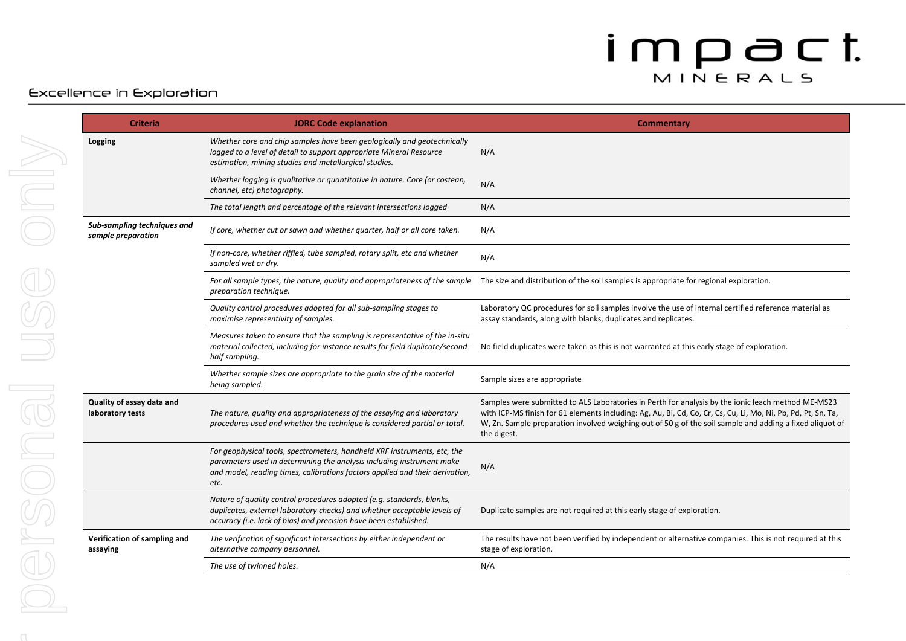| Criteria | JORC Code explanation | Commentary |
|---|---|---|
| **Logging** | *Whether core and chip samples have been geologically and geotechnically logged to a level of detail to support appropriate Mineral Resource estimation, mining studies and metallurgical studies.* | N/A |
| | *Whether logging is qualitative or quantitative in nature. Core (or costean, channel, etc) photography.* | N/A |
| | *The total length and percentage of the relevant intersections logged* | N/A |
| ***Sub-sampling techniques and sample preparation*** | *If core, whether cut or sawn and whether quarter, half or all core taken.* | N/A |
| | *If non-core, whether riffled, tube sampled, rotary split, etc and whether sampled wet or dry.* | N/A |
| | *For all sample types, the nature, quality and appropriateness of the sample preparation technique.* | The size and distribution of the soil samples is appropriate for regional exploration. |
| | *Quality control procedures adopted for all sub-sampling stages to maximise representivity of samples.* | Laboratory QC procedures for soil samples involve the use of internal certified reference material as assay standards, along with blanks, duplicates and replicates. |
| | *Measures taken to ensure that the sampling is representative of the in-situ material collected, including for instance results for field duplicate/second-half sampling.* | No field duplicates were taken as this is not warranted at this early stage of exploration. |
| | *Whether sample sizes are appropriate to the grain size of the material being sampled.* | Sample sizes are appropriate |
| **Quality of assay data and laboratory tests** | *The nature, quality and appropriateness of the assaying and laboratory procedures used and whether the technique is considered partial or total.* | Samples were submitted to ALS Laboratories in Perth for analysis by the ionic leach method ME-MS23 with ICP-MS finish for 61 elements including: Ag, Au, Bi, Cd, Co, Cr, Cs, Cu, Li, Mo, Ni, Pb, Pd, Pt, Sn, Ta, W, Zn. Sample preparation involved weighing out of 50 g of the soil sample and adding a fixed aliquot of the digest. |
| | *For geophysical tools, spectrometers, handheld XRF instruments, etc, the parameters used in determining the analysis including instrument make and model, reading times, calibrations factors applied and their derivation, etc.* | N/A |
| | *Nature of quality control procedures adopted (e.g. standards, blanks, duplicates, external laboratory checks) and whether acceptable levels of accuracy (i.e. lack of bias) and precision have been established.* | Duplicate samples are not required at this early stage of exploration. |
| **Verification of sampling and assaying** | *The verification of significant intersections by either independent or alternative company personnel.* | The results have not been verified by independent or alternative companies. This is not required at this stage of exploration. |
| | *The use of twinned holes.* | N/A |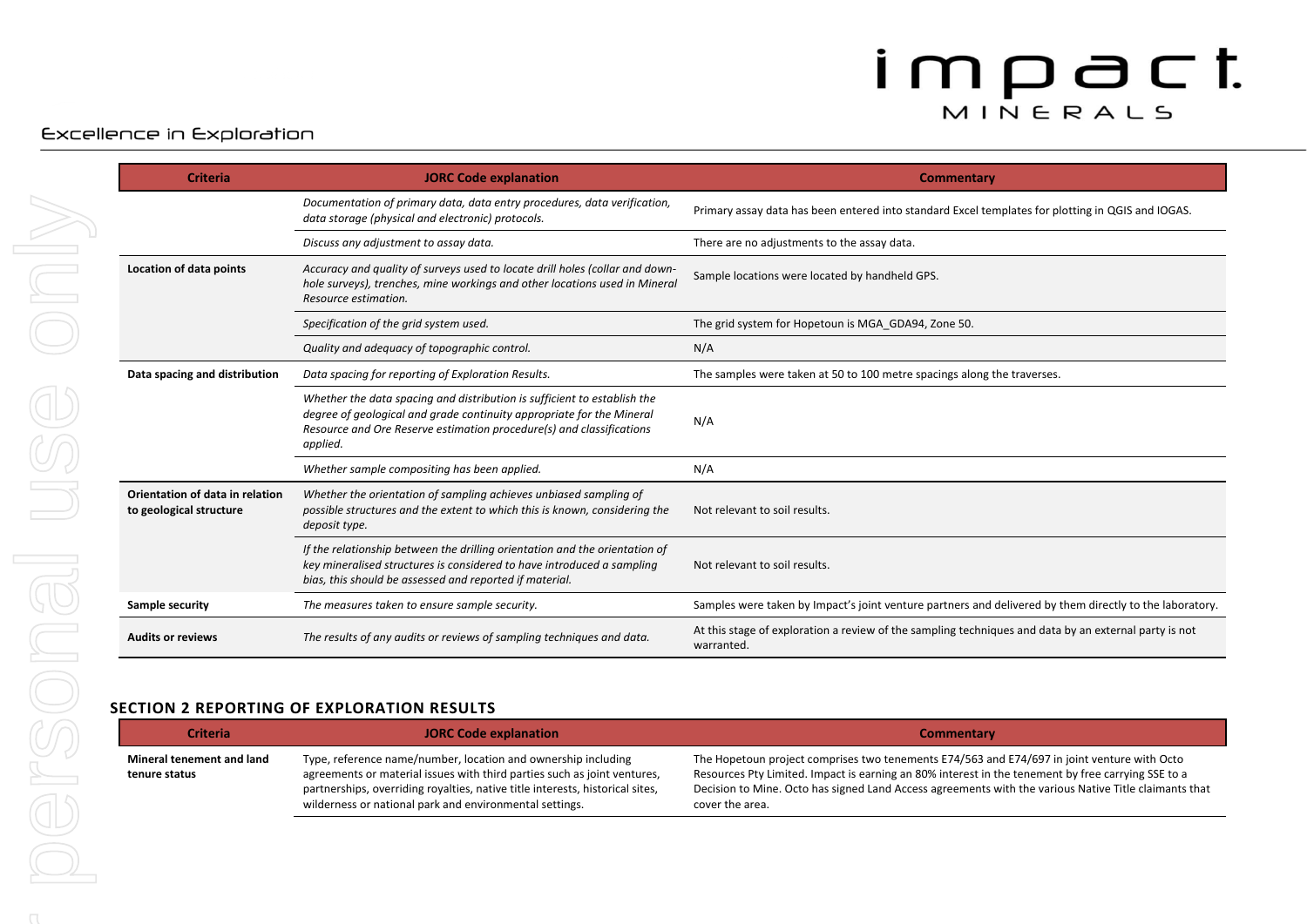| Criteria | JORC Code explanation | Commentary |
|---|---|---|
| | *Documentation of primary data, data entry procedures, data verification, data storage (physical and electronic) protocols.* | Primary assay data has been entered into standard Excel templates for plotting in QGIS and IOGAS. |
| | *Discuss any adjustment to assay data.* | There are no adjustments to the assay data. |
| **Location of data points** | *Accuracy and quality of surveys used to locate drill holes (collar and down-hole surveys), trenches, mine workings and other locations used in Mineral Resource estimation.* | Sample locations were located by handheld GPS. |
| | *Specification of the grid system used.* | The grid system for Hopetoun is MGA_GDA94, Zone 50. |
| | *Quality and adequacy of topographic control.* | N/A |
| **Data spacing and distribution** | *Data spacing for reporting of Exploration Results.* | The samples were taken at 50 to 100 metre spacings along the traverses. |
| | *Whether the data spacing and distribution is sufficient to establish the degree of geological and grade continuity appropriate for the Mineral Resource and Ore Reserve estimation procedure(s) and classifications applied.* | N/A |
| | *Whether sample compositing has been applied.* | N/A |
| **Orientation of data in relation to geological structure** | *Whether the orientation of sampling achieves unbiased sampling of possible structures and the extent to which this is known, considering the deposit type.* | Not relevant to soil results. |
| | *If the relationship between the drilling orientation and the orientation of key mineralised structures is considered to have introduced a sampling bias, this should be assessed and reported if material.* | Not relevant to soil results. |
| **Sample security** | *The measures taken to ensure sample security.* | Samples were taken by Impact's joint venture partners and delivered by them directly to the laboratory. |
| **Audits or reviews** | *The results of any audits or reviews of sampling techniques and data.* | At this stage of exploration a review of the sampling techniques and data by an external party is not warranted. |

## SECTION 2 REPORTING OF EXPLORATION RESULTS

| Criteria | JORC Code explanation | Commentary |
|---|---|---|
| **Mineral tenement and land tenure status** | Type, reference name/number, location and ownership including agreements or material issues with third parties such as joint ventures, partnerships, overriding royalties, native title interests, historical sites, wilderness or national park and environmental settings. | The Hopetoun project comprises two tenements E74/563 and E74/697 in joint venture with Octo Resources Pty Limited. Impact is earning an 80% interest in the tenement by free carrying SSE to a Decision to Mine. Octo has signed Land Access agreements with the various Native Title claimants that cover the area. |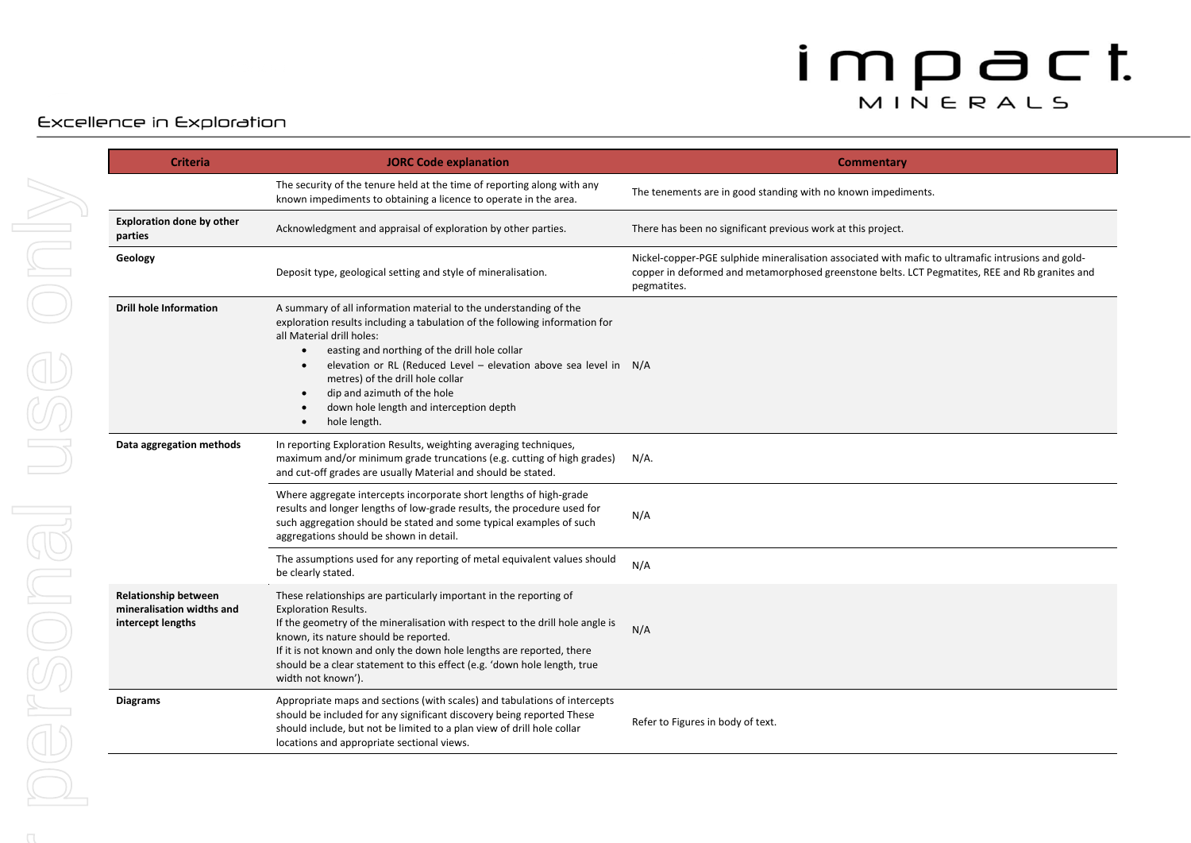| Criteria | JORC Code explanation | Commentary |
|---|---|---|
| | The security of the tenure held at the time of reporting along with any known impediments to obtaining a licence to operate in the area. | The tenements are in good standing with no known impediments. |
| **Exploration done by other parties** | Acknowledgment and appraisal of exploration by other parties. | There has been no significant previous work at this project. |
| **Geology** | Deposit type, geological setting and style of mineralisation. | Nickel-copper-PGE sulphide mineralisation associated with mafic to ultramafic intrusions and gold-copper in deformed and metamorphosed greenstone belts. LCT Pegmatites, REE and Rb granites and pegmatites. |
| **Drill hole Information** | A summary of all information material to the understanding of the exploration results including a tabulation of the following information for all Material drill holes: <br>• easting and northing of the drill hole collar <br>• elevation or RL (Reduced Level – elevation above sea level in metres) of the drill hole collar <br>• dip and azimuth of the hole <br>• down hole length and interception depth <br>• hole length. | N/A |
| **Data aggregation methods** | In reporting Exploration Results, weighting averaging techniques, maximum and/or minimum grade truncations (e.g. cutting of high grades) and cut-off grades are usually Material and should be stated. | N/A. |
| | Where aggregate intercepts incorporate short lengths of high-grade results and longer lengths of low-grade results, the procedure used for such aggregation should be stated and some typical examples of such aggregations should be shown in detail. | N/A |
| | The assumptions used for any reporting of metal equivalent values should be clearly stated. | N/A |
| **Relationship between mineralisation widths and intercept lengths** | These relationships are particularly important in the reporting of Exploration Results. <br>If the geometry of the mineralisation with respect to the drill hole angle is known, its nature should be reported. <br>If it is not known and only the down hole lengths are reported, there should be a clear statement to this effect (e.g. 'down hole length, true width not known'). | N/A |
| **Diagrams** | Appropriate maps and sections (with scales) and tabulations of intercepts should be included for any significant discovery being reported These should include, but not be limited to a plan view of drill hole collar locations and appropriate sectional views. | Refer to Figures in body of text. |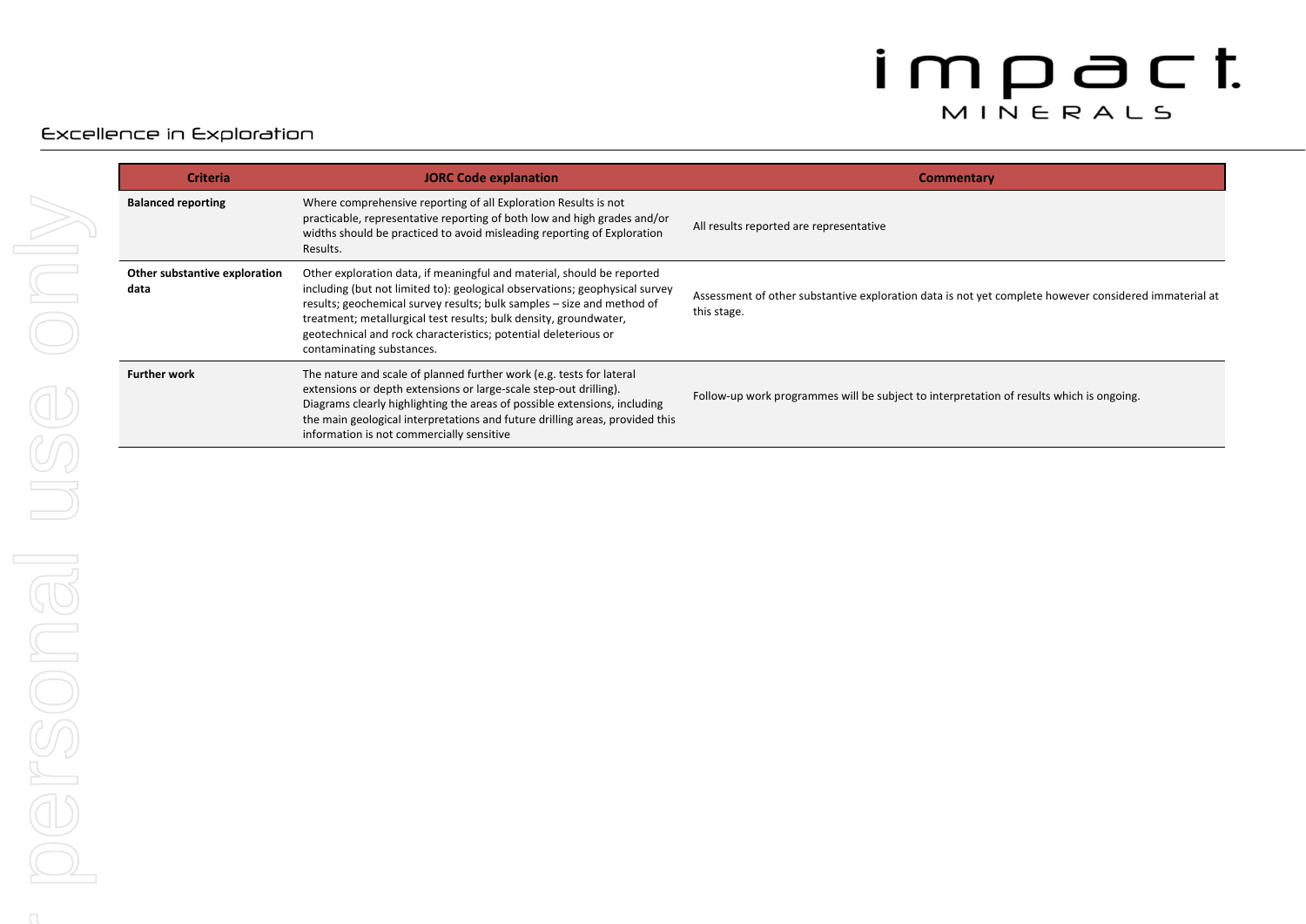| Criteria | JORC Code explanation | Commentary |
| --- | --- | --- |
| **Balanced reporting** | Where comprehensive reporting of all Exploration Results is not practicable, representative reporting of both low and high grades and/or widths should be practiced to avoid misleading reporting of Exploration Results. | All results reported are representative |
| **Other substantive exploration data** | Other exploration data, if meaningful and material, should be reported including (but not limited to): geological observations; geophysical survey results; geochemical survey results; bulk samples – size and method of treatment; metallurgical test results; bulk density, groundwater, geotechnical and rock characteristics; potential deleterious or contaminating substances. | Assessment of other substantive exploration data is not yet complete however considered immaterial at this stage. |
| **Further work** | The nature and scale of planned further work (e.g. tests for lateral extensions or depth extensions or large-scale step-out drilling). Diagrams clearly highlighting the areas of possible extensions, including the main geological interpretations and future drilling areas, provided this information is not commercially sensitive | Follow-up work programmes will be subject to interpretation of results which is ongoing. |